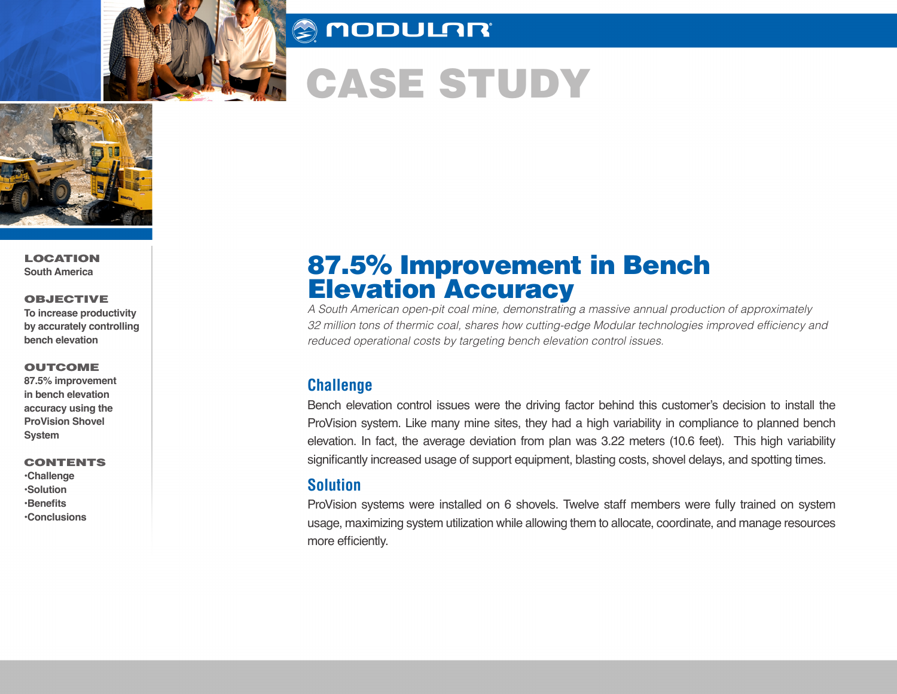MODULAR

# CASE STUDY

**LOCATION**
South America

**OBJECTIVE**
To increase productivity by accurately controlling bench elevation

**OUTCOME**
87.5% improvement in bench elevation accuracy using the ProVision Shovel System

**CONTENTS**
- Challenge
- Solution
- Benefits
- Conclusions

# 87.5% Improvement in Bench Elevation Accuracy

*A South American open-pit coal mine, demonstrating a massive annual production of approximately 32 million tons of thermic coal, shares how cutting-edge Modular technologies improved efficiency and reduced operational costs by targeting bench elevation control issues.*

## Challenge

Bench elevation control issues were the driving factor behind this customer's decision to install the ProVision system. Like many mine sites, they had a high variability in compliance to planned bench elevation. In fact, the average deviation from plan was 3.22 meters (10.6 feet). This high variability significantly increased usage of support equipment, blasting costs, shovel delays, and spotting times.

## Solution

ProVision systems were installed on 6 shovels. Twelve staff members were fully trained on system usage, maximizing system utilization while allowing them to allocate, coordinate, and manage resources more efficiently.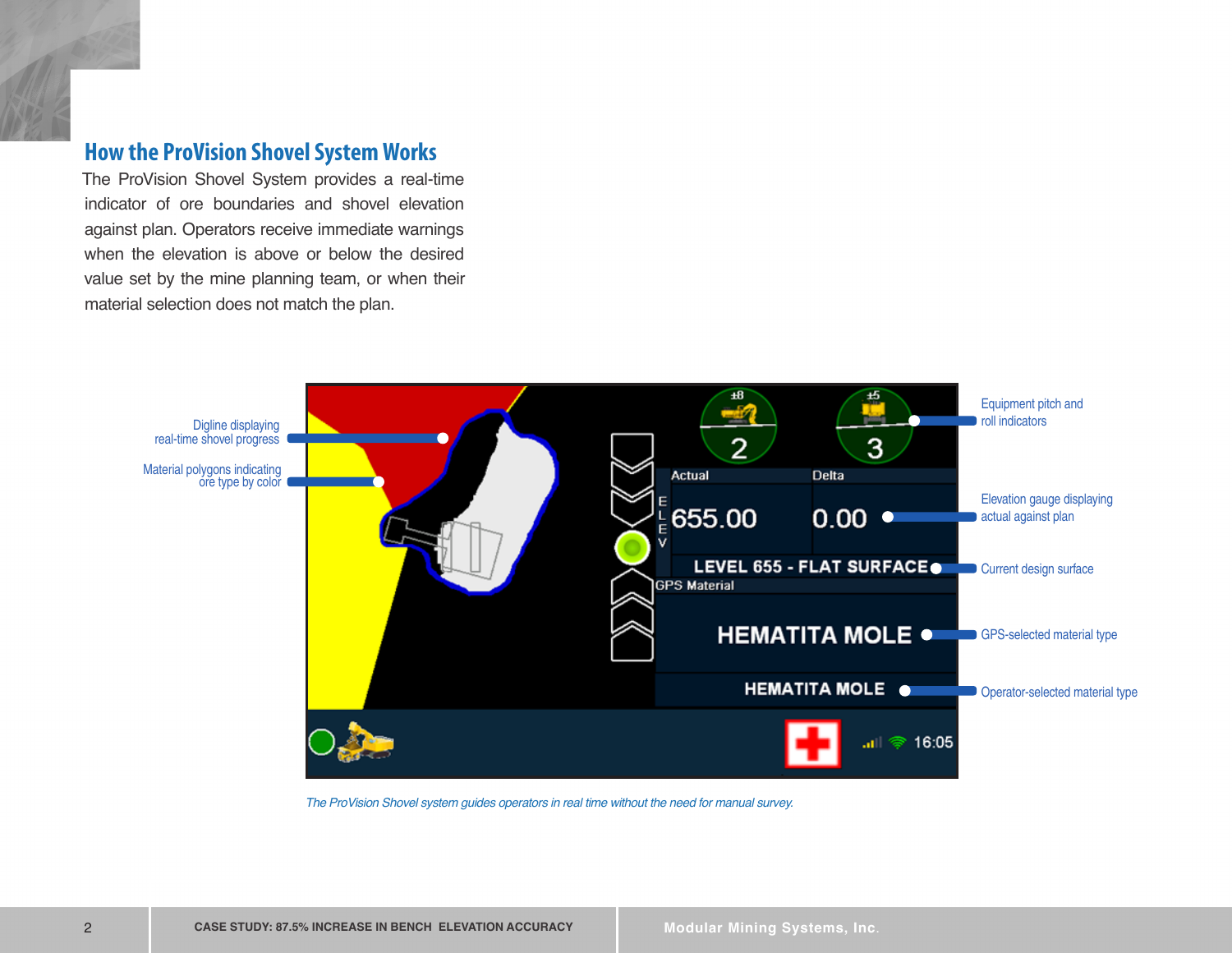## How the ProVision Shovel System Works

The ProVision Shovel System provides a real-time indicator of ore boundaries and shovel elevation against plan. Operators receive immediate warnings when the elevation is above or below the desired value set by the mine planning team, or when their material selection does not match the plan.

Digline displaying real-time shovel progress

Material polygons indicating ore type by color

Equipment pitch and roll indicators

Elevation gauge displaying actual against plan

Current design surface

GPS-selected material type

Operator-selected material type

*The ProVision Shovel system guides operators in real time without the need for manual survey.*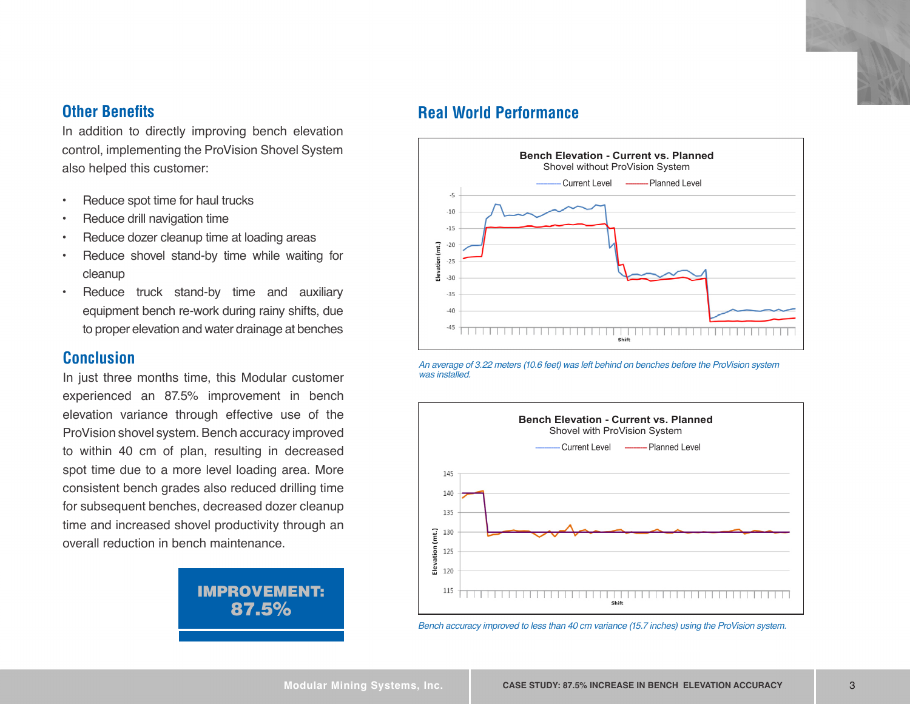## Other Benefits

In addition to directly improving bench elevation control, implementing the ProVision Shovel System also helped this customer:

- Reduce spot time for haul trucks
- Reduce drill navigation time
- Reduce dozer cleanup time at loading areas
- Reduce shovel stand-by time while waiting for cleanup
- Reduce truck stand-by time and auxiliary equipment bench re-work during rainy shifts, due to proper elevation and water drainage at benches

## Conclusion

In just three months time, this Modular customer experienced an 87.5% improvement in bench elevation variance through effective use of the ProVision shovel system. Bench accuracy improved to within 40 cm of plan, resulting in decreased spot time due to a more level loading area. More consistent bench grades also reduced drilling time for subsequent benches, decreased dozer cleanup time and increased shovel productivity through an overall reduction in bench maintenance.

**IMPROVEMENT: 87.5%**

## Real World Performance

**Bench Elevation - Current vs. Planned**
Shovel without ProVision System

*An average of 3.22 meters (10.6 feet) was left behind on benches before the ProVision system was installed.*

**Bench Elevation - Current vs. Planned**
Shovel with ProVision System

*Bench accuracy improved to less than 40 cm variance (15.7 inches) using the ProVision system.*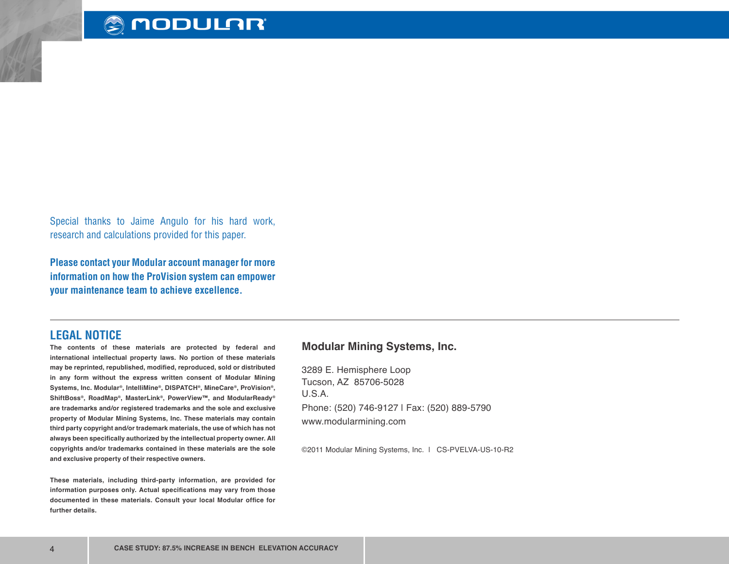Special thanks to Jaime Angulo for his hard work, research and calculations provided for this paper.

**Please contact your Modular account manager for more information on how the ProVision system can empower your maintenance team to achieve excellence.**

## LEGAL NOTICE

**The contents of these materials are protected by federal and international intellectual property laws. No portion of these materials may be reprinted, republished, modified, reproduced, sold or distributed in any form without the express written consent of Modular Mining Systems, Inc. Modular®, IntelliMine®, DISPATCH®, MineCare®, ProVision®, ShiftBoss®, RoadMap®, MasterLink®, PowerView™, and ModularReady® are trademarks and/or registered trademarks and the sole and exclusive property of Modular Mining Systems, Inc. These materials may contain third party copyright and/or trademark materials, the use of which has not always been specifically authorized by the intellectual property owner. All copyrights and/or trademarks contained in these materials are the sole and exclusive property of their respective owners.**

**These materials, including third-party information, are provided for information purposes only. Actual specifications may vary from those documented in these materials. Consult your local Modular office for further details.**

**Modular Mining Systems, Inc.**

3289 E. Hemisphere Loop
Tucson, AZ 85706-5028
U.S.A.

Phone: (520) 746-9127 l Fax: (520) 889-5790
www.modularmining.com

©2011 Modular Mining Systems, Inc. l CS-PVELVA-US-10-R2